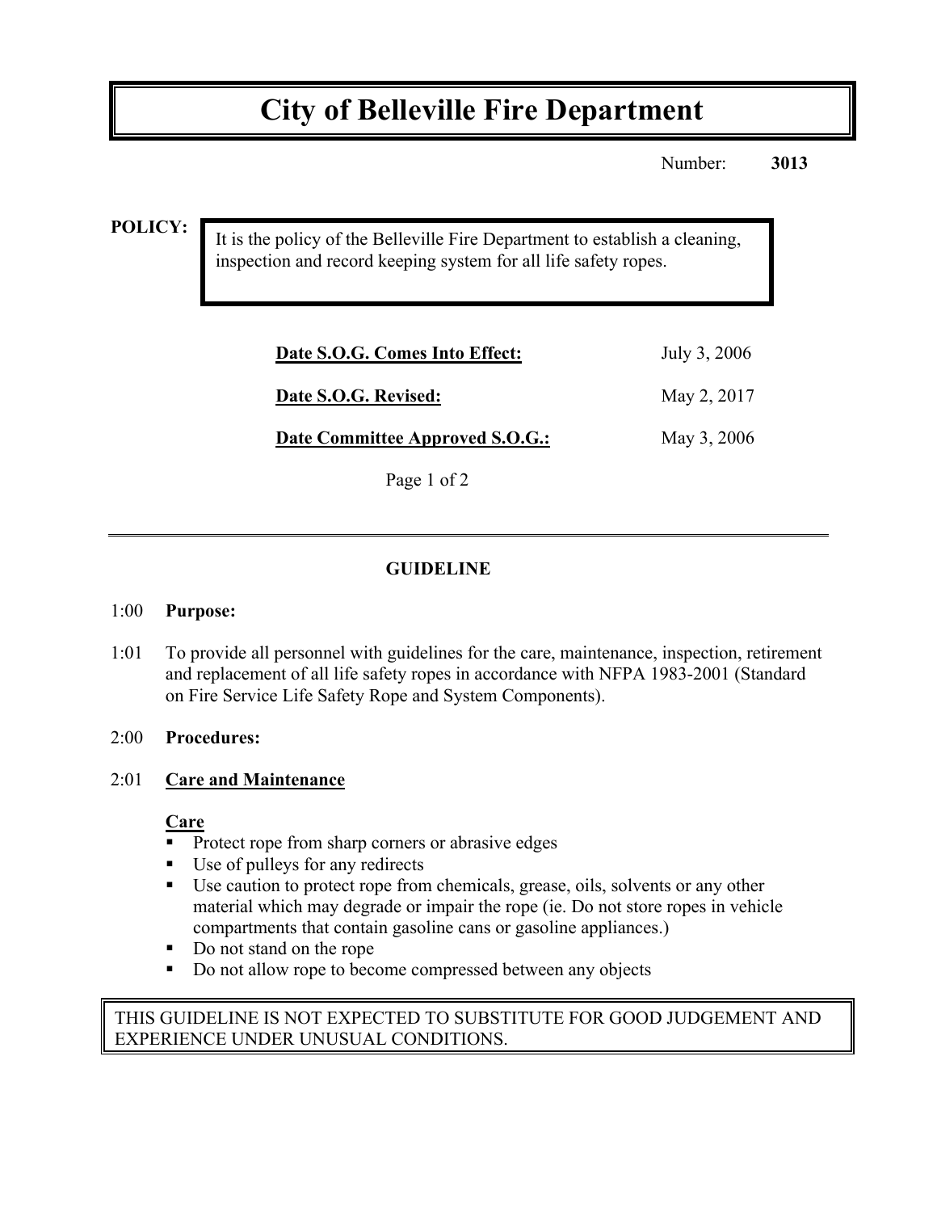# City of Belleville Fire Department

Number: **3013**

**POLICY:**

It is the policy of the Belleville Fire Department to establish a cleaning, inspection and record keeping system for all life safety ropes.

| | |
|---|---|
| **Date S.O.G. Comes Into Effect:** | July 3, 2006 |
| **Date S.O.G. Revised:** | May 2, 2017 |
| **Date Committee Approved S.O.G.:** | May 3, 2006 |

## GUIDELINE

1:00 **Purpose:**

1:01 To provide all personnel with guidelines for the care, maintenance, inspection, retirement and replacement of all life safety ropes in accordance with NFPA 1983-2001 (Standard on Fire Service Life Safety Rope and System Components).

2:00 **Procedures:**

2:01 **Care and Maintenance**

**Care**

- Protect rope from sharp corners or abrasive edges
- Use of pulleys for any redirects
- Use caution to protect rope from chemicals, grease, oils, solvents or any other material which may degrade or impair the rope (ie. Do not store ropes in vehicle compartments that contain gasoline cans or gasoline appliances.)
- Do not stand on the rope
- Do not allow rope to become compressed between any objects

THIS GUIDELINE IS NOT EXPECTED TO SUBSTITUTE FOR GOOD JUDGEMENT AND EXPERIENCE UNDER UNUSUAL CONDITIONS.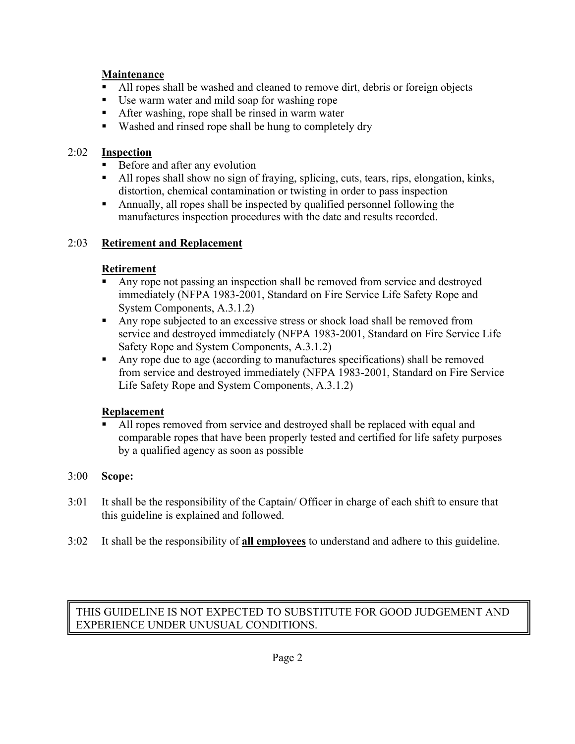**Maintenance**

- All ropes shall be washed and cleaned to remove dirt, debris or foreign objects
- Use warm water and mild soap for washing rope
- After washing, rope shall be rinsed in warm water
- Washed and rinsed rope shall be hung to completely dry

2:02 **Inspection**

- Before and after any evolution
- All ropes shall show no sign of fraying, splicing, cuts, tears, rips, elongation, kinks, distortion, chemical contamination or twisting in order to pass inspection
- Annually, all ropes shall be inspected by qualified personnel following the manufactures inspection procedures with the date and results recorded.

2:03 **Retirement and Replacement**

**Retirement**

- Any rope not passing an inspection shall be removed from service and destroyed immediately (NFPA 1983-2001, Standard on Fire Service Life Safety Rope and System Components, A.3.1.2)
- Any rope subjected to an excessive stress or shock load shall be removed from service and destroyed immediately (NFPA 1983-2001, Standard on Fire Service Life Safety Rope and System Components, A.3.1.2)
- Any rope due to age (according to manufactures specifications) shall be removed from service and destroyed immediately (NFPA 1983-2001, Standard on Fire Service Life Safety Rope and System Components, A.3.1.2)

**Replacement**

- All ropes removed from service and destroyed shall be replaced with equal and comparable ropes that have been properly tested and certified for life safety purposes by a qualified agency as soon as possible

3:00 **Scope:**

3:01 It shall be the responsibility of the Captain/ Officer in charge of each shift to ensure that this guideline is explained and followed.

3:02 It shall be the responsibility of **all employees** to understand and adhere to this guideline.

THIS GUIDELINE IS NOT EXPECTED TO SUBSTITUTE FOR GOOD JUDGEMENT AND EXPERIENCE UNDER UNUSUAL CONDITIONS.